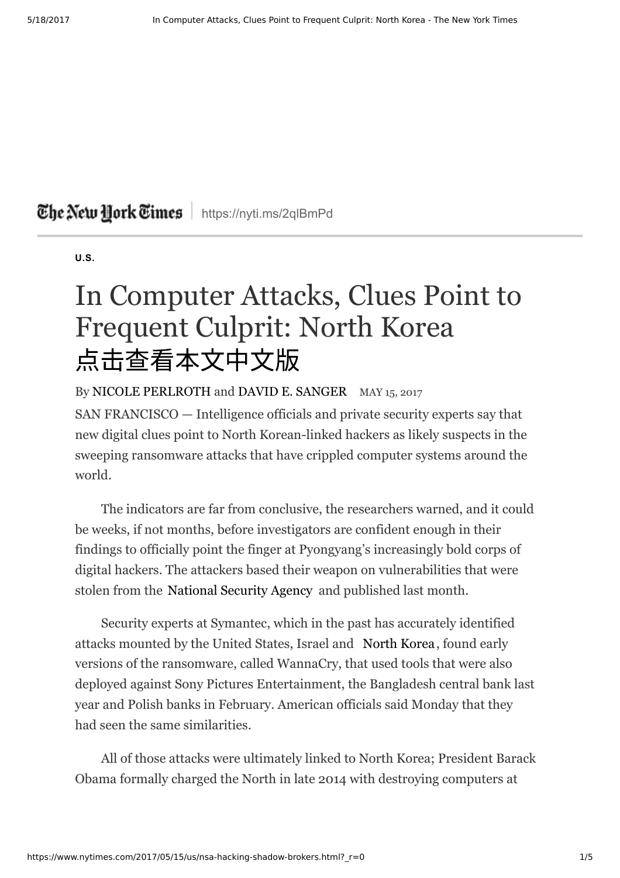The New York Times | https://nyti.ms/2qlBmPd

U.S.

# In Computer Attacks, Clues Point to Frequent Culprit: North Korea

点击查看本文中文版

By NICOLE PERLROTH and DAVID E. SANGER MAY 15, 2017

SAN FRANCISCO — Intelligence officials and private security experts say that new digital clues point to North Korean-linked hackers as likely suspects in the sweeping ransomware attacks that have crippled computer systems around the world.

The indicators are far from conclusive, the researchers warned, and it could be weeks, if not months, before investigators are confident enough in their findings to officially point the finger at Pyongyang's increasingly bold corps of digital hackers. The attackers based their weapon on vulnerabilities that were stolen from the National Security Agency and published last month.

Security experts at Symantec, which in the past has accurately identified attacks mounted by the United States, Israel and North Korea, found early versions of the ransomware, called WannaCry, that used tools that were also deployed against Sony Pictures Entertainment, the Bangladesh central bank last year and Polish banks in February. American officials said Monday that they had seen the same similarities.

All of those attacks were ultimately linked to North Korea; President Barack Obama formally charged the North in late 2014 with destroying computers at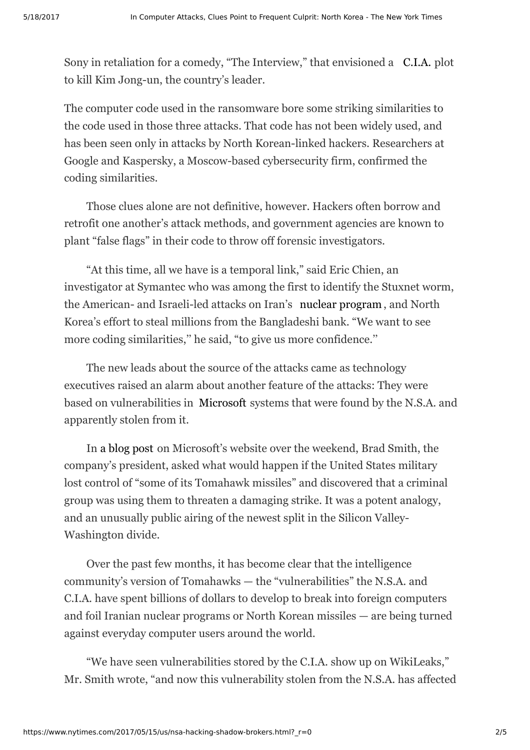Sony in retaliation for a comedy, "The Interview," that envisioned a C.I.A. plot to kill Kim Jong-un, the country's leader.

The computer code used in the ransomware bore some striking similarities to the code used in those three attacks. That code has not been widely used, and has been seen only in attacks by North Korean-linked hackers. Researchers at Google and Kaspersky, a Moscow-based cybersecurity firm, confirmed the coding similarities.

Those clues alone are not definitive, however. Hackers often borrow and retrofit one another's attack methods, and government agencies are known to plant "false flags" in their code to throw off forensic investigators.

"At this time, all we have is a temporal link," said Eric Chien, an investigator at Symantec who was among the first to identify the Stuxnet worm, the American- and Israeli-led attacks on Iran's nuclear program, and North Korea's effort to steal millions from the Bangladeshi bank. "We want to see more coding similarities," he said, "to give us more confidence."

The new leads about the source of the attacks came as technology executives raised an alarm about another feature of the attacks: They were based on vulnerabilities in Microsoft systems that were found by the N.S.A. and apparently stolen from it.

In a blog post on Microsoft's website over the weekend, Brad Smith, the company's president, asked what would happen if the United States military lost control of "some of its Tomahawk missiles" and discovered that a criminal group was using them to threaten a damaging strike. It was a potent analogy, and an unusually public airing of the newest split in the Silicon Valley-Washington divide.

Over the past few months, it has become clear that the intelligence community's version of Tomahawks — the "vulnerabilities" the N.S.A. and C.I.A. have spent billions of dollars to develop to break into foreign computers and foil Iranian nuclear programs or North Korean missiles — are being turned against everyday computer users around the world.

"We have seen vulnerabilities stored by the C.I.A. show up on WikiLeaks," Mr. Smith wrote, "and now this vulnerability stolen from the N.S.A. has affected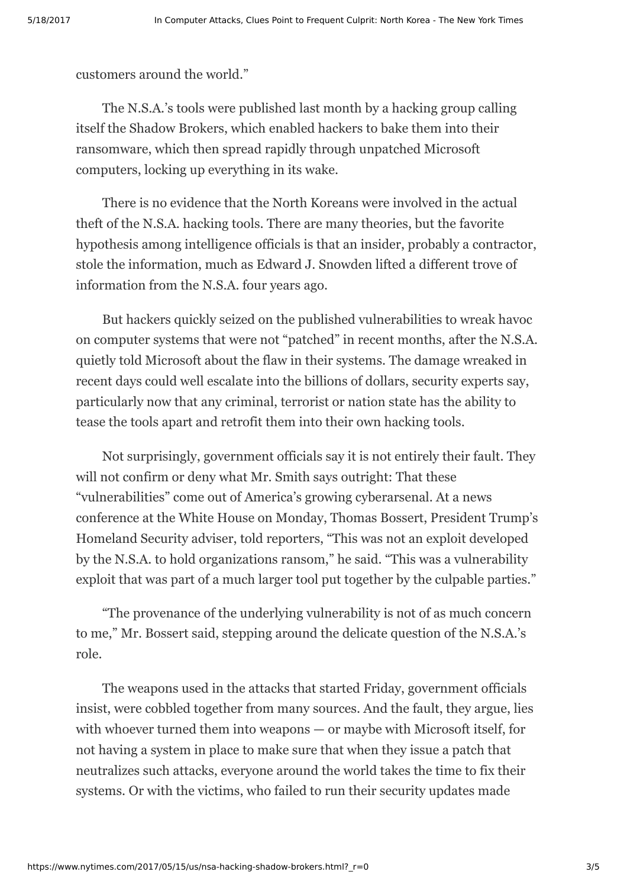customers around the world."

The N.S.A.'s tools were published last month by a hacking group calling itself the Shadow Brokers, which enabled hackers to bake them into their ransomware, which then spread rapidly through unpatched Microsoft computers, locking up everything in its wake.

There is no evidence that the North Koreans were involved in the actual theft of the N.S.A. hacking tools. There are many theories, but the favorite hypothesis among intelligence officials is that an insider, probably a contractor, stole the information, much as Edward J. Snowden lifted a different trove of information from the N.S.A. four years ago.

But hackers quickly seized on the published vulnerabilities to wreak havoc on computer systems that were not "patched" in recent months, after the N.S.A. quietly told Microsoft about the flaw in their systems. The damage wreaked in recent days could well escalate into the billions of dollars, security experts say, particularly now that any criminal, terrorist or nation state has the ability to tease the tools apart and retrofit them into their own hacking tools.

Not surprisingly, government officials say it is not entirely their fault. They will not confirm or deny what Mr. Smith says outright: That these "vulnerabilities" come out of America's growing cyberarsenal. At a news conference at the White House on Monday, Thomas Bossert, President Trump's Homeland Security adviser, told reporters, "This was not an exploit developed by the N.S.A. to hold organizations ransom," he said. "This was a vulnerability exploit that was part of a much larger tool put together by the culpable parties."

"The provenance of the underlying vulnerability is not of as much concern to me," Mr. Bossert said, stepping around the delicate question of the N.S.A.'s role.

The weapons used in the attacks that started Friday, government officials insist, were cobbled together from many sources. And the fault, they argue, lies with whoever turned them into weapons — or maybe with Microsoft itself, for not having a system in place to make sure that when they issue a patch that neutralizes such attacks, everyone around the world takes the time to fix their systems. Or with the victims, who failed to run their security updates made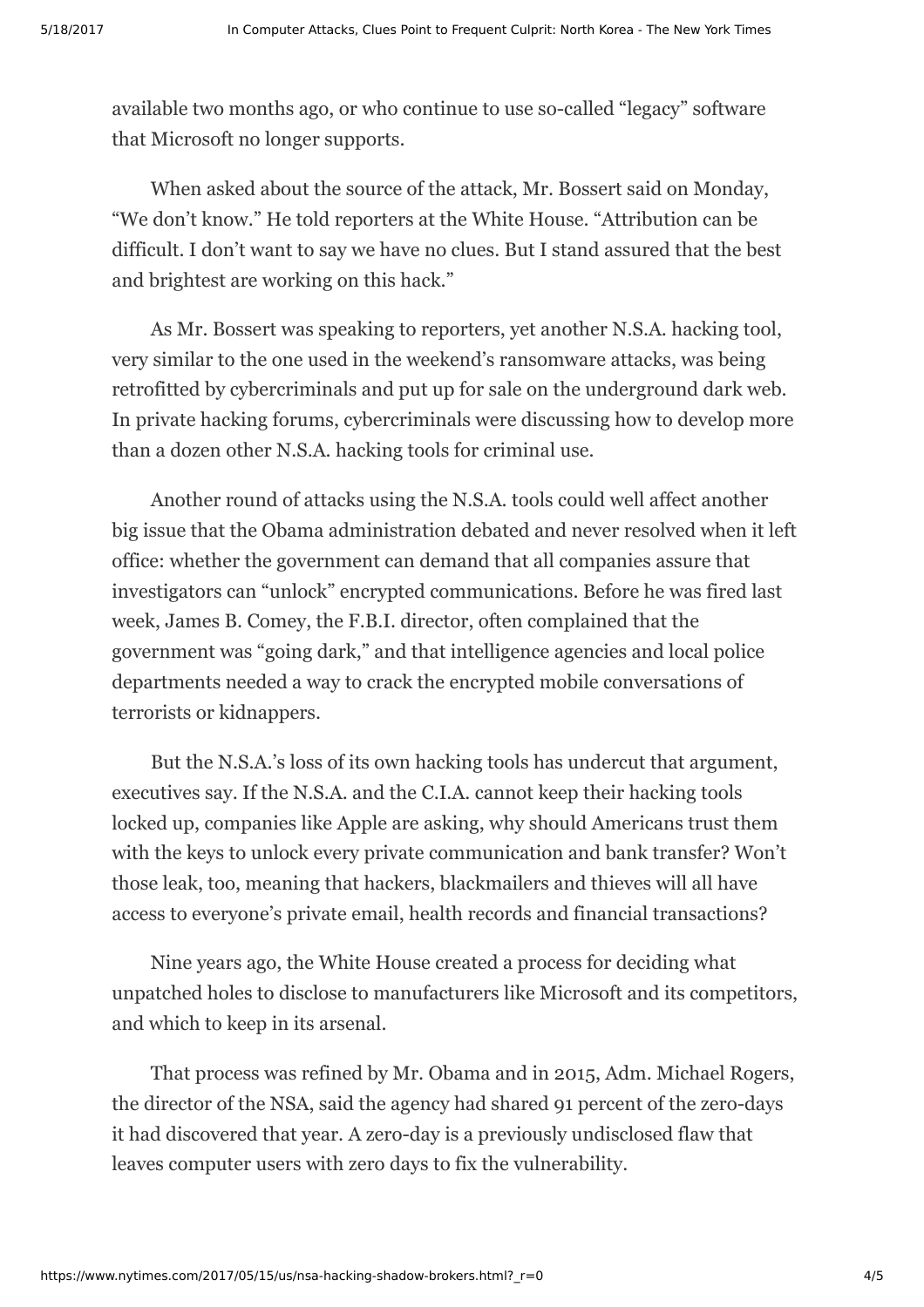available two months ago, or who continue to use so-called "legacy" software that Microsoft no longer supports.

When asked about the source of the attack, Mr. Bossert said on Monday, "We don't know." He told reporters at the White House. "Attribution can be difficult. I don't want to say we have no clues. But I stand assured that the best and brightest are working on this hack."

As Mr. Bossert was speaking to reporters, yet another N.S.A. hacking tool, very similar to the one used in the weekend's ransomware attacks, was being retrofitted by cybercriminals and put up for sale on the underground dark web. In private hacking forums, cybercriminals were discussing how to develop more than a dozen other N.S.A. hacking tools for criminal use.

Another round of attacks using the N.S.A. tools could well affect another big issue that the Obama administration debated and never resolved when it left office: whether the government can demand that all companies assure that investigators can "unlock" encrypted communications. Before he was fired last week, James B. Comey, the F.B.I. director, often complained that the government was "going dark," and that intelligence agencies and local police departments needed a way to crack the encrypted mobile conversations of terrorists or kidnappers.

But the N.S.A.'s loss of its own hacking tools has undercut that argument, executives say. If the N.S.A. and the C.I.A. cannot keep their hacking tools locked up, companies like Apple are asking, why should Americans trust them with the keys to unlock every private communication and bank transfer? Won't those leak, too, meaning that hackers, blackmailers and thieves will all have access to everyone's private email, health records and financial transactions?

Nine years ago, the White House created a process for deciding what unpatched holes to disclose to manufacturers like Microsoft and its competitors, and which to keep in its arsenal.

That process was refined by Mr. Obama and in 2015, Adm. Michael Rogers, the director of the NSA, said the agency had shared 91 percent of the zero-days it had discovered that year. A zero-day is a previously undisclosed flaw that leaves computer users with zero days to fix the vulnerability.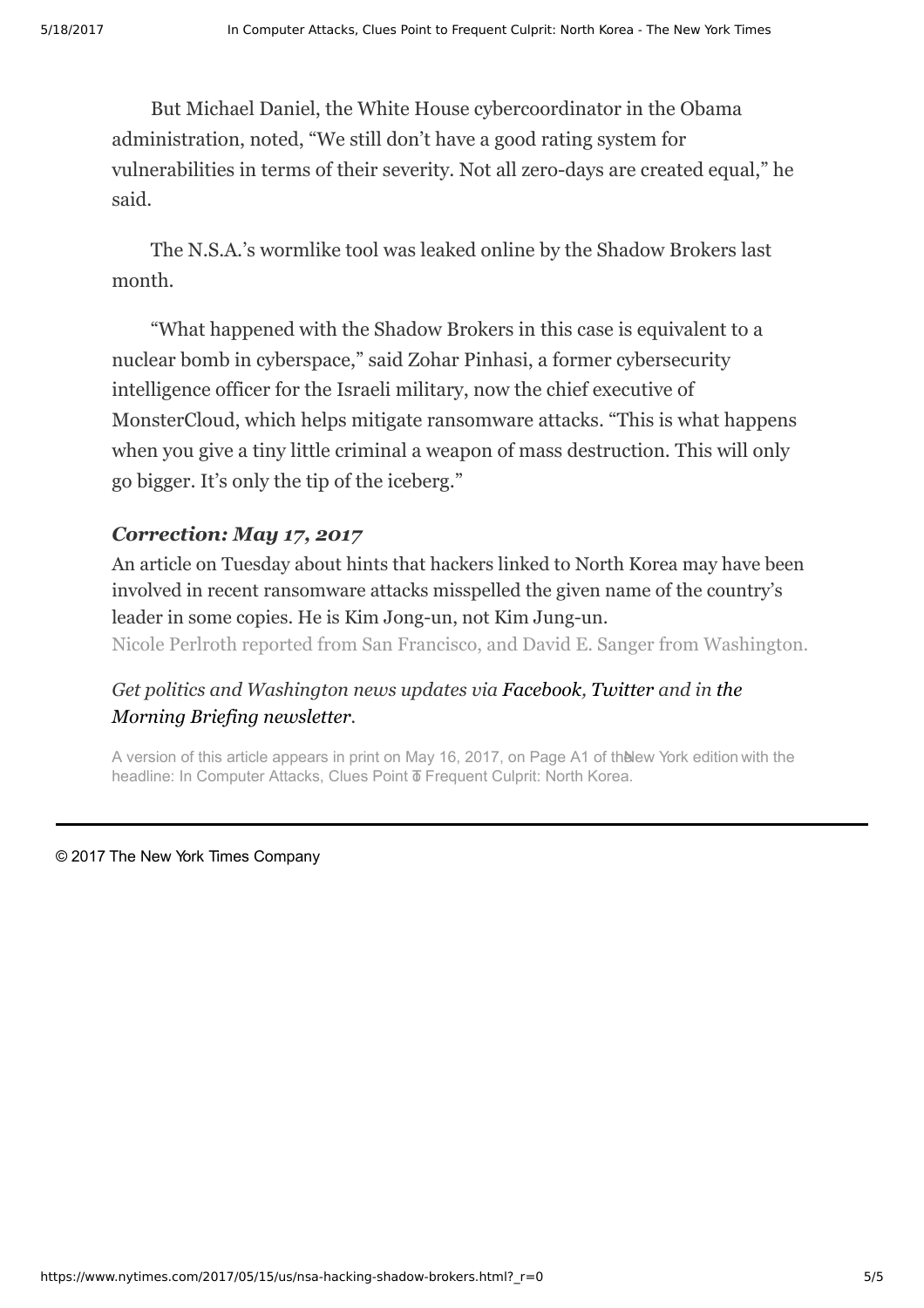But Michael Daniel, the White House cybercoordinator in the Obama administration, noted, “We still don’t have a good rating system for vulnerabilities in terms of their severity. Not all zero-days are created equal,” he said.

The N.S.A.’s wormlike tool was leaked online by the Shadow Brokers last month.

“What happened with the Shadow Brokers in this case is equivalent to a nuclear bomb in cyberspace,” said Zohar Pinhasi, a former cybersecurity intelligence officer for the Israeli military, now the chief executive of MonsterCloud, which helps mitigate ransomware attacks. “This is what happens when you give a tiny little criminal a weapon of mass destruction. This will only go bigger. It’s only the tip of the iceberg.”

***Correction: May 17, 2017***

An article on Tuesday about hints that hackers linked to North Korea may have been involved in recent ransomware attacks misspelled the given name of the country’s leader in some copies. He is Kim Jong-un, not Kim Jung-un.

Nicole Perlroth reported from San Francisco, and David E. Sanger from Washington.

*Get politics and Washington news updates via Facebook, Twitter and in the Morning Briefing newsletter.*

A version of this article appears in print on May 16, 2017, on Page A1 of the New York edition with the headline: In Computer Attacks, Clues Point to Frequent Culprit: North Korea.

© 2017 The New York Times Company